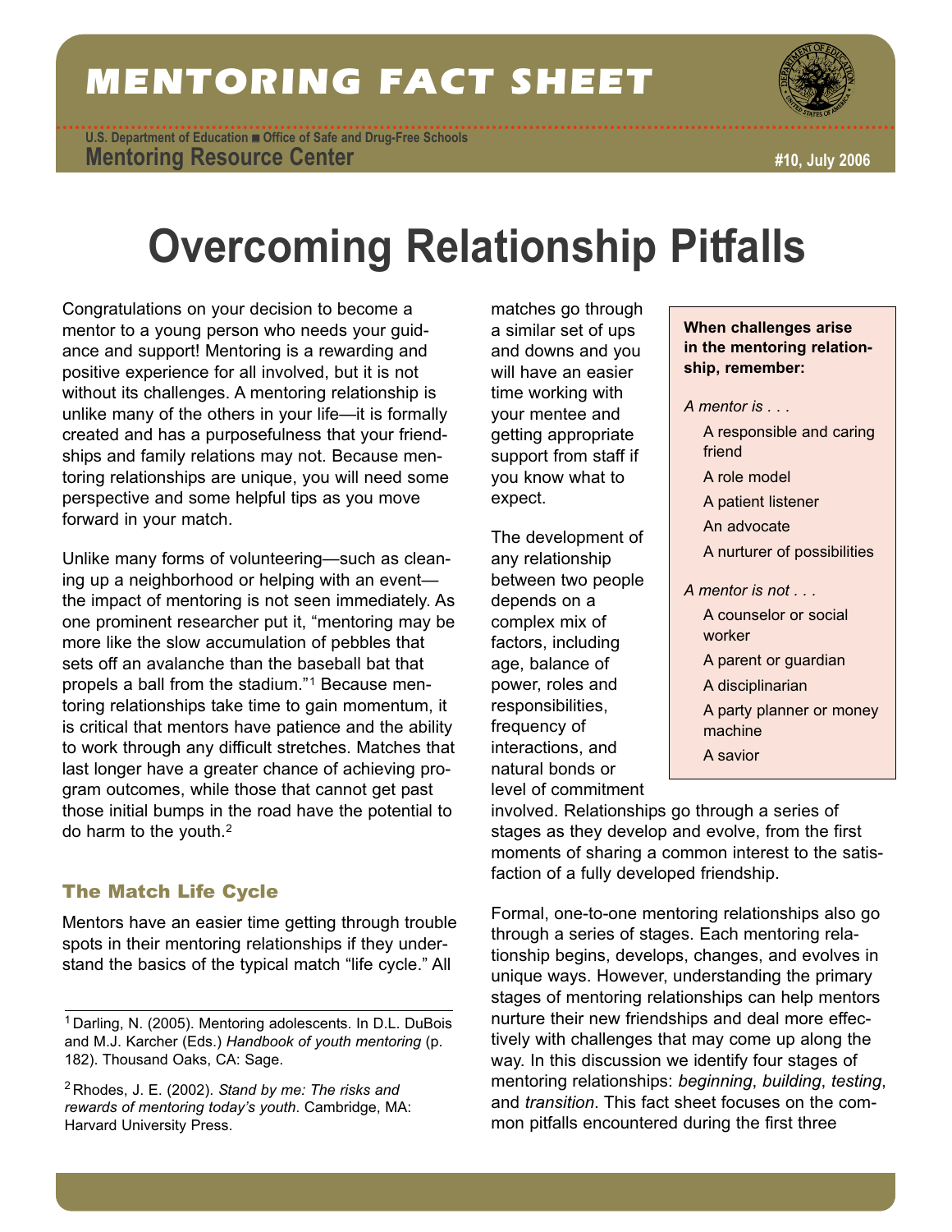# MENTORING FACT SHEET

U.S. Department of Education ■ Office of Safe and Drug-Free Schools

**Mentoring Resource Center**

**#10, July 2006**

# Overcoming Relationship Pitfalls

Congratulations on your decision to become a mentor to a young person who needs your guidance and support! Mentoring is a rewarding and positive experience for all involved, but it is not without its challenges. A mentoring relationship is unlike many of the others in your life—it is formally created and has a purposefulness that your friendships and family relations may not. Because mentoring relationships are unique, you will need some perspective and some helpful tips as you move forward in your match.

Unlike many forms of volunteering—such as cleaning up a neighborhood or helping with an event—the impact of mentoring is not seen immediately. As one prominent researcher put it, "mentoring may be more like the slow accumulation of pebbles that sets off an avalanche than the baseball bat that propels a ball from the stadium."[1] Because mentoring relationships take time to gain momentum, it is critical that mentors have patience and the ability to work through any difficult stretches. Matches that last longer have a greater chance of achieving program outcomes, while those that cannot get past those initial bumps in the road have the potential to do harm to the youth.[2]

## The Match Life Cycle

Mentors have an easier time getting through trouble spots in their mentoring relationships if they understand the basics of the typical match "life cycle." All matches go through a similar set of ups and downs and you will have an easier time working with your mentee and getting appropriate support from staff if you know what to expect.

The development of any relationship between two people depends on a complex mix of factors, including age, balance of power, roles and responsibilities, frequency of interactions, and natural bonds or level of commitment involved. Relationships go through a series of stages as they develop and evolve, from the first moments of sharing a common interest to the satisfaction of a fully developed friendship.

Formal, one-to-one mentoring relationships also go through a series of stages. Each mentoring relationship begins, develops, changes, and evolves in unique ways. However, understanding the primary stages of mentoring relationships can help mentors nurture their new friendships and deal more effectively with challenges that may come up along the way. In this discussion we identify four stages of mentoring relationships: *beginning*, *building*, *testing*, and *transition*. This fact sheet focuses on the common pitfalls encountered during the first three

---

**When challenges arise in the mentoring relationship, remember:**

*A mentor is . . .*

- A responsible and caring friend
- A role model
- A patient listener
- An advocate
- A nurturer of possibilities

*A mentor is not . . .*

- A counselor or social worker
- A parent or guardian
- A disciplinarian
- A party planner or money machine
- A savior

---

[1] Darling, N. (2005). Mentoring adolescents. In D.L. DuBois and M.J. Karcher (Eds.) *Handbook of youth mentoring* (p. 182). Thousand Oaks, CA: Sage.

[2] Rhodes, J. E. (2002). *Stand by me: The risks and rewards of mentoring today's youth.* Cambridge, MA: Harvard University Press.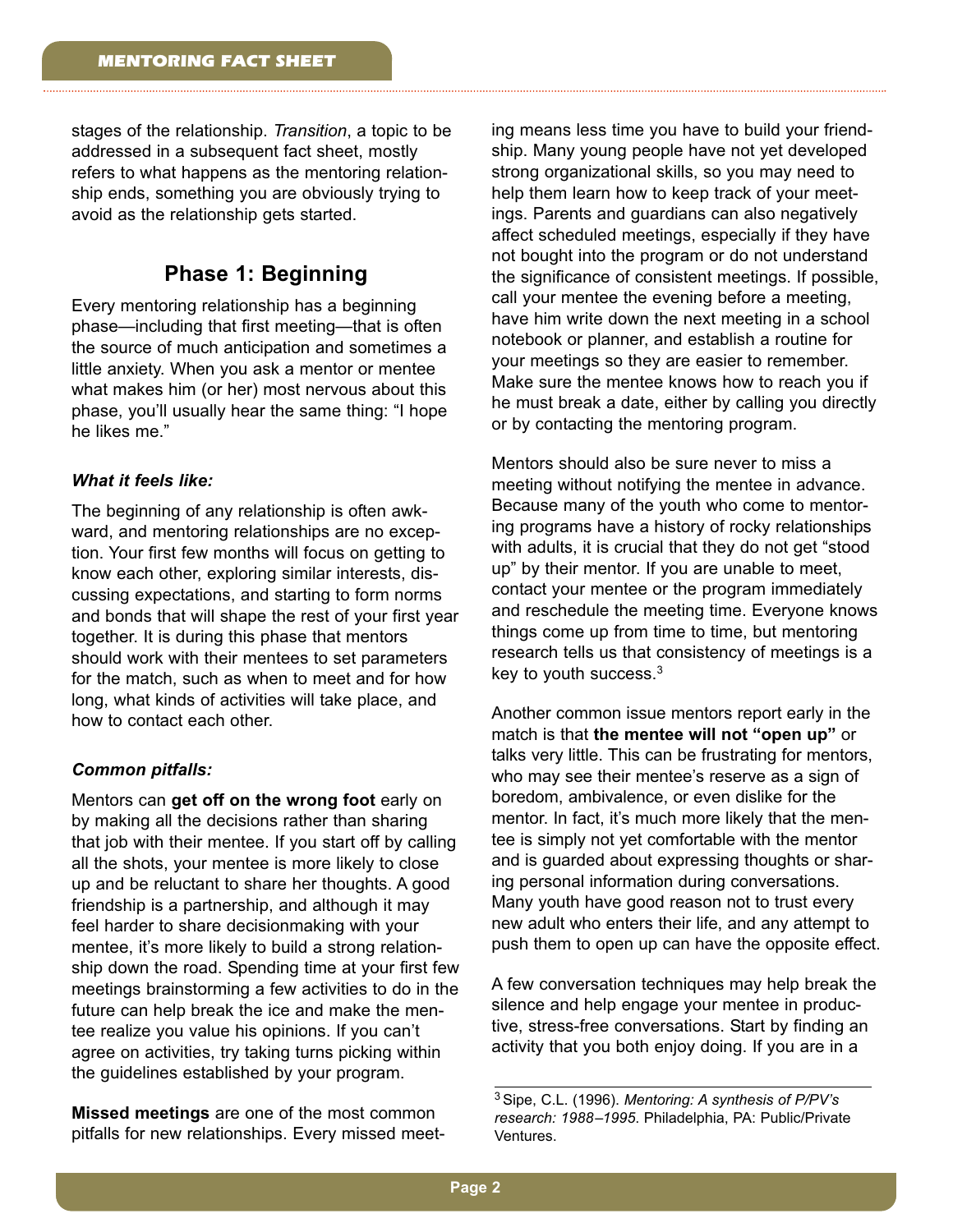stages of the relationship. *Transition*, a topic to be addressed in a subsequent fact sheet, mostly refers to what happens as the mentoring relationship ends, something you are obviously trying to avoid as the relationship gets started.

## Phase 1: Beginning

Every mentoring relationship has a beginning phase—including that first meeting—that is often the source of much anticipation and sometimes a little anxiety. When you ask a mentor or mentee what makes him (or her) most nervous about this phase, you'll usually hear the same thing: "I hope he likes me."

***What it feels like:***

The beginning of any relationship is often awkward, and mentoring relationships are no exception. Your first few months will focus on getting to know each other, exploring similar interests, discussing expectations, and starting to form norms and bonds that will shape the rest of your first year together. It is during this phase that mentors should work with their mentees to set parameters for the match, such as when to meet and for how long, what kinds of activities will take place, and how to contact each other.

***Common pitfalls:***

Mentors can **get off on the wrong foot** early on by making all the decisions rather than sharing that job with their mentee. If you start off by calling all the shots, your mentee is more likely to close up and be reluctant to share her thoughts. A good friendship is a partnership, and although it may feel harder to share decisionmaking with your mentee, it's more likely to build a strong relationship down the road. Spending time at your first few meetings brainstorming a few activities to do in the future can help break the ice and make the mentee realize you value his opinions. If you can't agree on activities, try taking turns picking within the guidelines established by your program.

**Missed meetings** are one of the most common pitfalls for new relationships. Every missed meeting means less time you have to build your friendship. Many young people have not yet developed strong organizational skills, so you may need to help them learn how to keep track of your meetings. Parents and guardians can also negatively affect scheduled meetings, especially if they have not bought into the program or do not understand the significance of consistent meetings. If possible, call your mentee the evening before a meeting, have him write down the next meeting in a school notebook or planner, and establish a routine for your meetings so they are easier to remember. Make sure the mentee knows how to reach you if he must break a date, either by calling you directly or by contacting the mentoring program.

Mentors should also be sure never to miss a meeting without notifying the mentee in advance. Because many of the youth who come to mentoring programs have a history of rocky relationships with adults, it is crucial that they do not get "stood up" by their mentor. If you are unable to meet, contact your mentee or the program immediately and reschedule the meeting time. Everyone knows things come up from time to time, but mentoring research tells us that consistency of meetings is a key to youth success.[3]

Another common issue mentors report early in the match is that **the mentee will not "open up"** or talks very little. This can be frustrating for mentors, who may see their mentee's reserve as a sign of boredom, ambivalence, or even dislike for the mentor. In fact, it's much more likely that the mentee is simply not yet comfortable with the mentor and is guarded about expressing thoughts or sharing personal information during conversations. Many youth have good reason not to trust every new adult who enters their life, and any attempt to push them to open up can have the opposite effect.

A few conversation techniques may help break the silence and help engage your mentee in productive, stress-free conversations. Start by finding an activity that you both enjoy doing. If you are in a

[3] Sipe, C.L. (1996). *Mentoring: A synthesis of P/PV's research: 1988–1995*. Philadelphia, PA: Public/Private Ventures.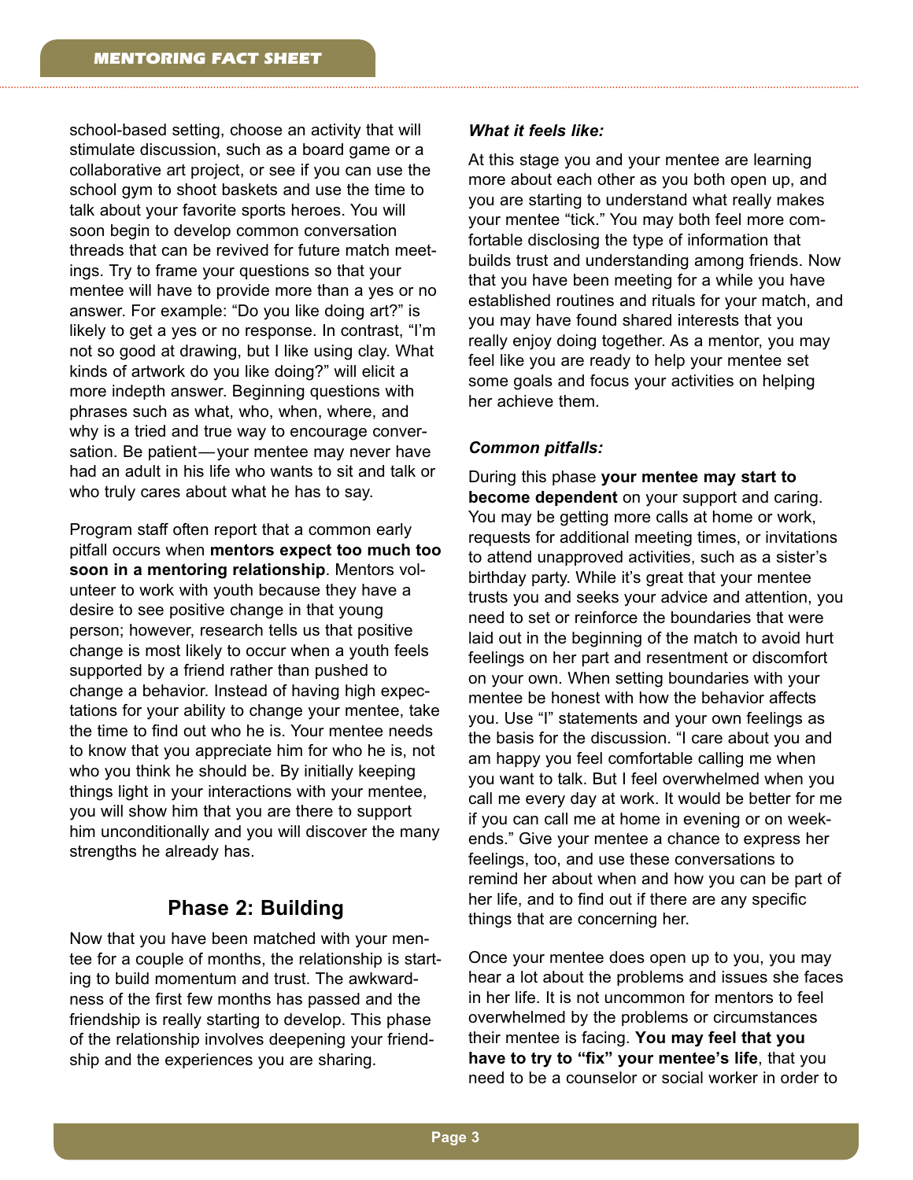school-based setting, choose an activity that will stimulate discussion, such as a board game or a collaborative art project, or see if you can use the school gym to shoot baskets and use the time to talk about your favorite sports heroes. You will soon begin to develop common conversation threads that can be revived for future match meetings. Try to frame your questions so that your mentee will have to provide more than a yes or no answer. For example: "Do you like doing art?" is likely to get a yes or no response. In contrast, "I'm not so good at drawing, but I like using clay. What kinds of artwork do you like doing?" will elicit a more indepth answer. Beginning questions with phrases such as what, who, when, where, and why is a tried and true way to encourage conversation. Be patient—your mentee may never have had an adult in his life who wants to sit and talk or who truly cares about what he has to say.

Program staff often report that a common early pitfall occurs when **mentors expect too much too soon in a mentoring relationship**. Mentors volunteer to work with youth because they have a desire to see positive change in that young person; however, research tells us that positive change is most likely to occur when a youth feels supported by a friend rather than pushed to change a behavior. Instead of having high expectations for your ability to change your mentee, take the time to find out who he is. Your mentee needs to know that you appreciate him for who he is, not who you think he should be. By initially keeping things light in your interactions with your mentee, you will show him that you are there to support him unconditionally and you will discover the many strengths he already has.

## Phase 2: Building

Now that you have been matched with your mentee for a couple of months, the relationship is starting to build momentum and trust. The awkwardness of the first few months has passed and the friendship is really starting to develop. This phase of the relationship involves deepening your friendship and the experiences you are sharing.

***What it feels like:***

At this stage you and your mentee are learning more about each other as you both open up, and you are starting to understand what really makes your mentee "tick." You may both feel more comfortable disclosing the type of information that builds trust and understanding among friends. Now that you have been meeting for a while you have established routines and rituals for your match, and you may have found shared interests that you really enjoy doing together. As a mentor, you may feel like you are ready to help your mentee set some goals and focus your activities on helping her achieve them.

***Common pitfalls:***

During this phase **your mentee may start to become dependent** on your support and caring. You may be getting more calls at home or work, requests for additional meeting times, or invitations to attend unapproved activities, such as a sister's birthday party. While it's great that your mentee trusts you and seeks your advice and attention, you need to set or reinforce the boundaries that were laid out in the beginning of the match to avoid hurt feelings on her part and resentment or discomfort on your own. When setting boundaries with your mentee be honest with how the behavior affects you. Use "I" statements and your own feelings as the basis for the discussion. "I care about you and am happy you feel comfortable calling me when you want to talk. But I feel overwhelmed when you call me every day at work. It would be better for me if you can call me at home in evening or on weekends." Give your mentee a chance to express her feelings, too, and use these conversations to remind her about when and how you can be part of her life, and to find out if there are any specific things that are concerning her.

Once your mentee does open up to you, you may hear a lot about the problems and issues she faces in her life. It is not uncommon for mentors to feel overwhelmed by the problems or circumstances their mentee is facing. **You may feel that you have to try to "fix" your mentee's life**, that you need to be a counselor or social worker in order to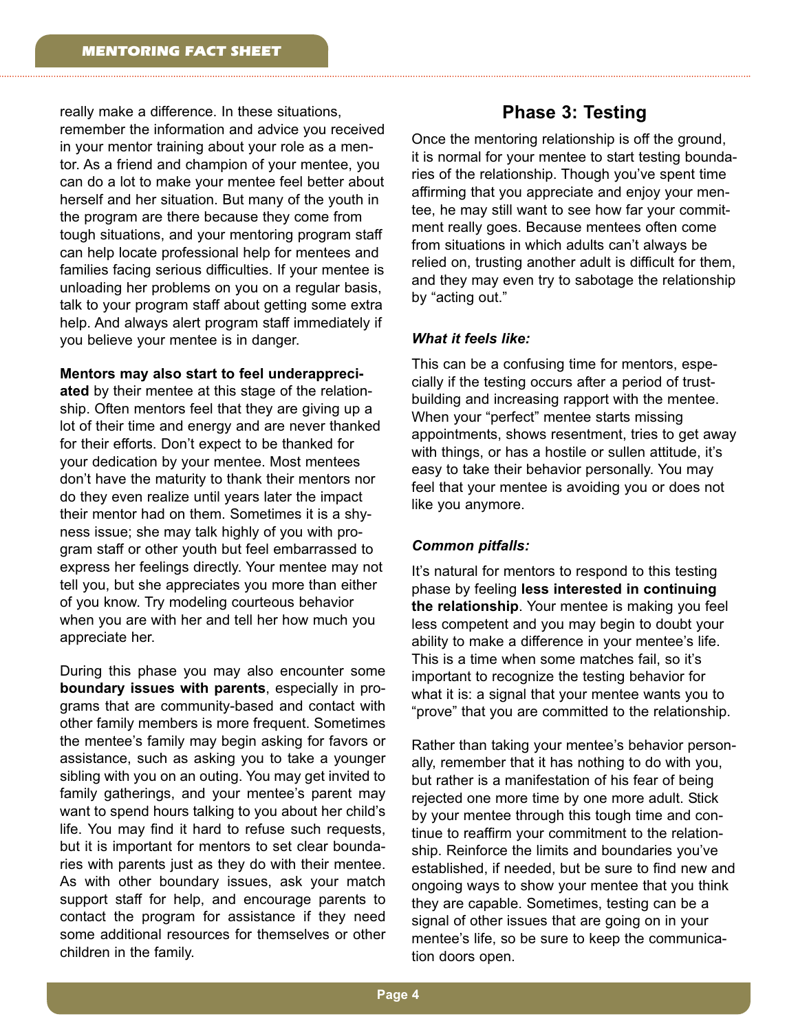really make a difference. In these situations, remember the information and advice you received in your mentor training about your role as a mentor. As a friend and champion of your mentee, you can do a lot to make your mentee feel better about herself and her situation. But many of the youth in the program are there because they come from tough situations, and your mentoring program staff can help locate professional help for mentees and families facing serious difficulties. If your mentee is unloading her problems on you on a regular basis, talk to your program staff about getting some extra help. And always alert program staff immediately if you believe your mentee is in danger.

**Mentors may also start to feel underappreciated** by their mentee at this stage of the relationship. Often mentors feel that they are giving up a lot of their time and energy and are never thanked for their efforts. Don't expect to be thanked for your dedication by your mentee. Most mentees don't have the maturity to thank their mentors nor do they even realize until years later the impact their mentor had on them. Sometimes it is a shyness issue; she may talk highly of you with program staff or other youth but feel embarrassed to express her feelings directly. Your mentee may not tell you, but she appreciates you more than either of you know. Try modeling courteous behavior when you are with her and tell her how much you appreciate her.

During this phase you may also encounter some **boundary issues with parents**, especially in programs that are community-based and contact with other family members is more frequent. Sometimes the mentee's family may begin asking for favors or assistance, such as asking you to take a younger sibling with you on an outing. You may get invited to family gatherings, and your mentee's parent may want to spend hours talking to you about her child's life. You may find it hard to refuse such requests, but it is important for mentors to set clear boundaries with parents just as they do with their mentee. As with other boundary issues, ask your match support staff for help, and encourage parents to contact the program for assistance if they need some additional resources for themselves or other children in the family.

## Phase 3: Testing

Once the mentoring relationship is off the ground, it is normal for your mentee to start testing boundaries of the relationship. Though you've spent time affirming that you appreciate and enjoy your mentee, he may still want to see how far your commitment really goes. Because mentees often come from situations in which adults can't always be relied on, trusting another adult is difficult for them, and they may even try to sabotage the relationship by "acting out."

***What it feels like:***

This can be a confusing time for mentors, especially if the testing occurs after a period of trust-building and increasing rapport with the mentee. When your "perfect" mentee starts missing appointments, shows resentment, tries to get away with things, or has a hostile or sullen attitude, it's easy to take their behavior personally. You may feel that your mentee is avoiding you or does not like you anymore.

***Common pitfalls:***

It's natural for mentors to respond to this testing phase by feeling **less interested in continuing the relationship**. Your mentee is making you feel less competent and you may begin to doubt your ability to make a difference in your mentee's life. This is a time when some matches fail, so it's important to recognize the testing behavior for what it is: a signal that your mentee wants you to "prove" that you are committed to the relationship.

Rather than taking your mentee's behavior personally, remember that it has nothing to do with you, but rather is a manifestation of his fear of being rejected one more time by one more adult. Stick by your mentee through this tough time and continue to reaffirm your commitment to the relationship. Reinforce the limits and boundaries you've established, if needed, but be sure to find new and ongoing ways to show your mentee that you think they are capable. Sometimes, testing can be a signal of other issues that are going on in your mentee's life, so be sure to keep the communication doors open.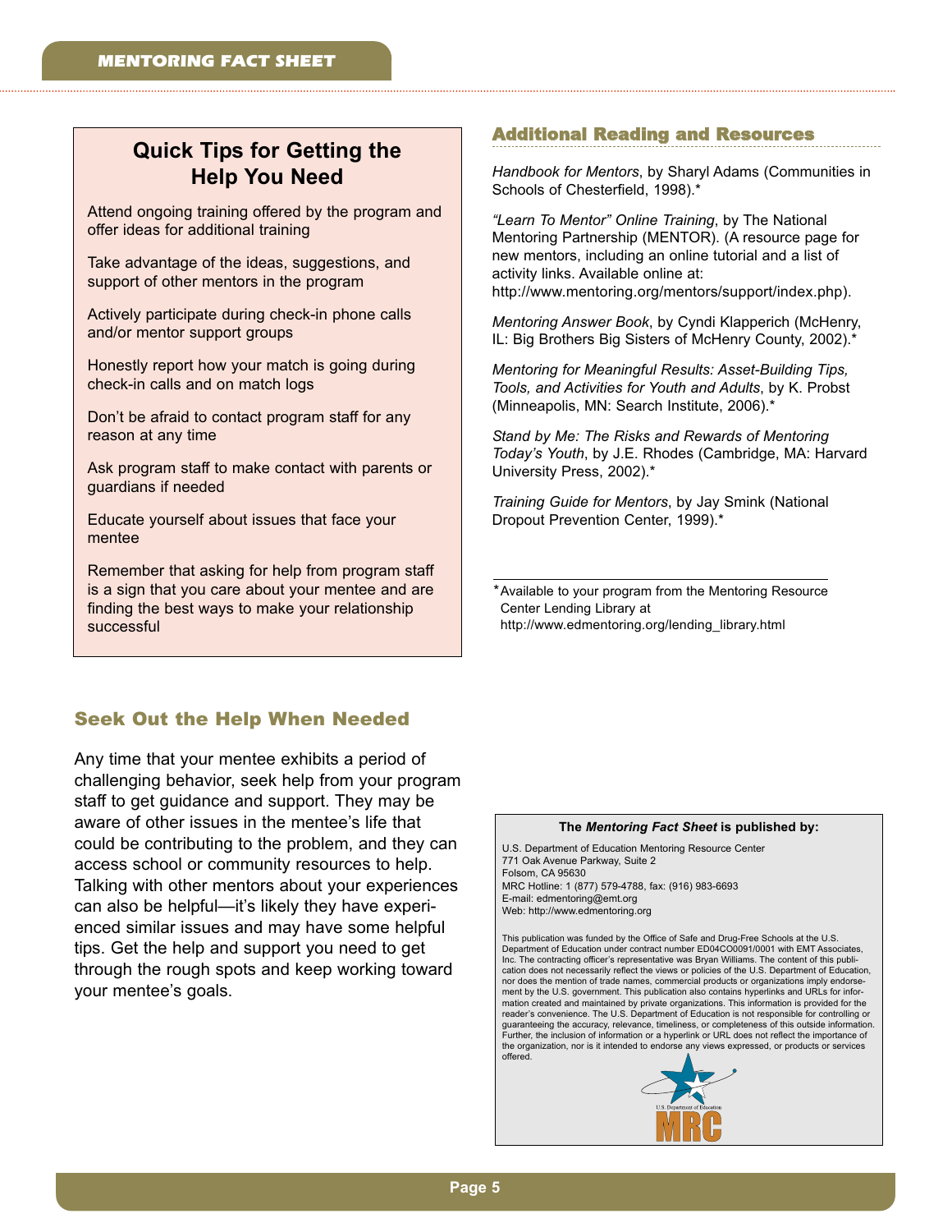## Quick Tips for Getting the Help You Need

Attend ongoing training offered by the program and offer ideas for additional training

Take advantage of the ideas, suggestions, and support of other mentors in the program

Actively participate during check-in phone calls and/or mentor support groups

Honestly report how your match is going during check-in calls and on match logs

Don't be afraid to contact program staff for any reason at any time

Ask program staff to make contact with parents or guardians if needed

Educate yourself about issues that face your mentee

Remember that asking for help from program staff is a sign that you care about your mentee and are finding the best ways to make your relationship successful

## Seek Out the Help When Needed

Any time that your mentee exhibits a period of challenging behavior, seek help from your program staff to get guidance and support. They may be aware of other issues in the mentee's life that could be contributing to the problem, and they can access school or community resources to help. Talking with other mentors about your experiences can also be helpful—it's likely they have experienced similar issues and may have some helpful tips. Get the help and support you need to get through the rough spots and keep working toward your mentee's goals.

## Additional Reading and Resources

*Handbook for Mentors*, by Sharyl Adams (Communities in Schools of Chesterfield, 1998).*

*"Learn To Mentor" Online Training*, by The National Mentoring Partnership (MENTOR). (A resource page for new mentors, including an online tutorial and a list of activity links. Available online at: http://www.mentoring.org/mentors/support/index.php).

*Mentoring Answer Book*, by Cyndi Klapperich (McHenry, IL: Big Brothers Big Sisters of McHenry County, 2002).*

*Mentoring for Meaningful Results: Asset-Building Tips, Tools, and Activities for Youth and Adults*, by K. Probst (Minneapolis, MN: Search Institute, 2006).*

*Stand by Me: The Risks and Rewards of Mentoring Today's Youth*, by J.E. Rhodes (Cambridge, MA: Harvard University Press, 2002).*

*Training Guide for Mentors*, by Jay Smink (National Dropout Prevention Center, 1999).*

*Available to your program from the Mentoring Resource Center Lending Library at http://www.edmentoring.org/lending_library.html

**The *Mentoring Fact Sheet* is published by:**

U.S. Department of Education Mentoring Resource Center
771 Oak Avenue Parkway, Suite 2
Folsom, CA 95630
MRC Hotline: 1 (877) 579-4788, fax: (916) 983-6693
E-mail: edmentoring@emt.org
Web: http://www.edmentoring.org

This publication was funded by the Office of Safe and Drug-Free Schools at the U.S. Department of Education under contract number ED04CO0091/0001 with EMT Associates, Inc. The contracting officer's representative was Bryan Williams. The content of this publication does not necessarily reflect the views or policies of the U.S. Department of Education, nor does the mention of trade names, commercial products or organizations imply endorsement by the U.S. government. This publication also contains hyperlinks and URLs for information created and maintained by private organizations. This information is provided for the reader's convenience. The U.S. Department of Education is not responsible for controlling or guaranteeing the accuracy, relevance, timeliness, or completeness of this outside information. Further, the inclusion of information or a hyperlink or URL does not reflect the importance of the organization, nor is it intended to endorse any views expressed, or products or services offered.

U.S. Department of Education
MRC